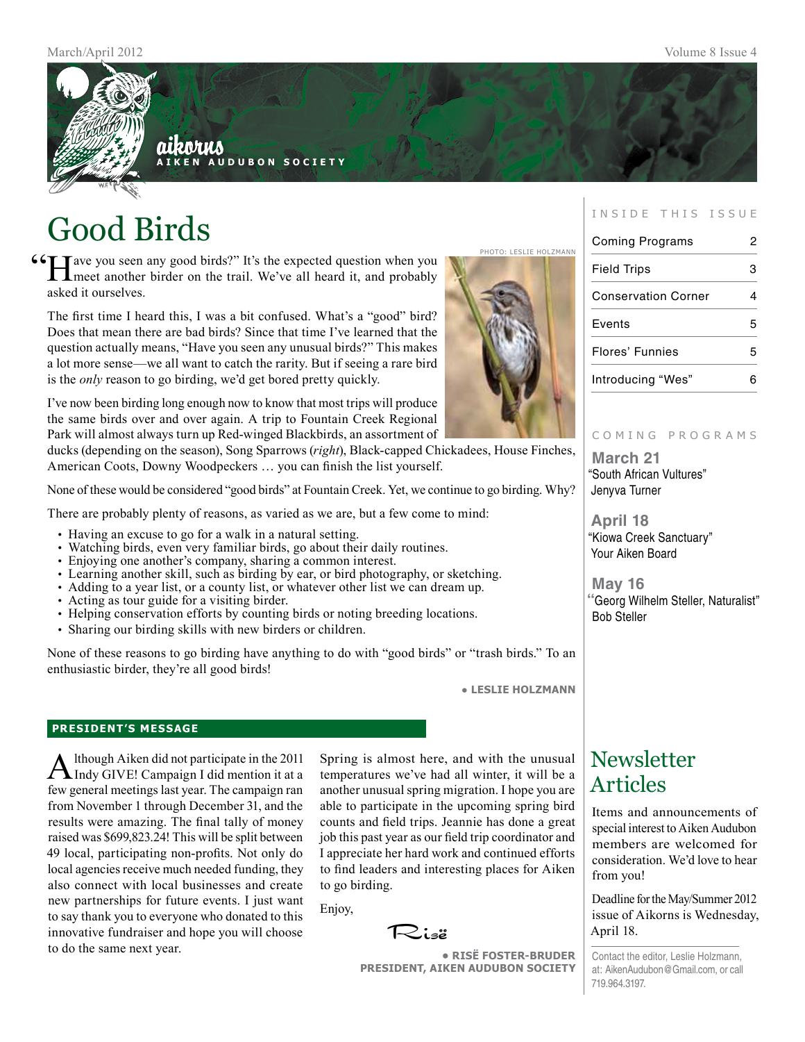# aikorns

**AIKEN AUDUBON SOCIETY**

March/April 2012 — Volume 8 Issue 4

# Good Birds

"Have you seen any good birds?" It's the expected question when you meet another birder on the trail. We've all heard it, and probably asked it ourselves.

The first time I heard this, I was a bit confused. What's a "good" bird? Does that mean there are bad birds? Since that time I've learned that the question actually means, "Have you seen any unusual birds?" This makes a lot more sense—we all want to catch the rarity. But if seeing a rare bird is the *only* reason to go birding, we'd get bored pretty quickly.

I've now been birding long enough now to know that most trips will produce the same birds over and over again. A trip to Fountain Creek Regional Park will almost always turn up Red-winged Blackbirds, an assortment of ducks (depending on the season), Song Sparrows (*right*), Black-capped Chickadees, House Finches, American Coots, Downy Woodpeckers … you can finish the list yourself.

PHOTO: LESLIE HOLZMANN

None of these would be considered "good birds" at Fountain Creek. Yet, we continue to go birding. Why?

There are probably plenty of reasons, as varied as we are, but a few come to mind:

- Having an excuse to go for a walk in a natural setting.
- Watching birds, even very familiar birds, go about their daily routines.
- Enjoying one another's company, sharing a common interest.
- Learning another skill, such as birding by ear, or bird photography, or sketching.
- Adding to a year list, or a county list, or whatever other list we can dream up.
- Acting as tour guide for a visiting birder.
- Helping conservation efforts by counting birds or noting breeding locations.
- Sharing our birding skills with new birders or children.

None of these reasons to go birding have anything to do with "good birds" or "trash birds." To an enthusiastic birder, they're all good birds!

**• LESLIE HOLZMANN**

## PRESIDENT'S MESSAGE

Although Aiken did not participate in the 2011 Indy GIVE! Campaign I did mention it at a few general meetings last year. The campaign ran from November 1 through December 31, and the results were amazing. The final tally of money raised was $699,823.24! This will be split between 49 local, participating non-profits. Not only do local agencies receive much needed funding, they also connect with local businesses and create new partnerships for future events. I just want to say thank you to everyone who donated to this innovative fundraiser and hope you will choose to do the same next year.

Spring is almost here, and with the unusual temperatures we've had all winter, it will be a another unusual spring migration. I hope you are able to participate in the upcoming spring bird counts and field trips. Jeannie has done a great job this past year as our field trip coordinator and I appreciate her hard work and continued efforts to find leaders and interesting places for Aiken to go birding.

Enjoy,

Risë

**• RISË FOSTER-BRUDER**
**PRESIDENT, AIKEN AUDUBON SOCIETY**

## INSIDE THIS ISSUE

| | |
|---|---|
| Coming Programs | 2 |
| Field Trips | 3 |
| Conservation Corner | 4 |
| Events | 5 |
| Flores' Funnies | 5 |
| Introducing "Wes" | 6 |

## COMING PROGRAMS

**March 21**
"South African Vultures"
Jenyva Turner

**April 18**
"Kiowa Creek Sanctuary"
Your Aiken Board

**May 16**
"Georg Wilhelm Steller, Naturalist"
Bob Steller

## Newsletter Articles

Items and announcements of special interest to Aiken Audubon members are welcomed for consideration. We'd love to hear from you!

Deadline for the May/Summer 2012 issue of Aikorns is Wednesday, April 18.

Contact the editor, Leslie Holzmann, at: AikenAudubon@Gmail.com, or call 719.964.3197.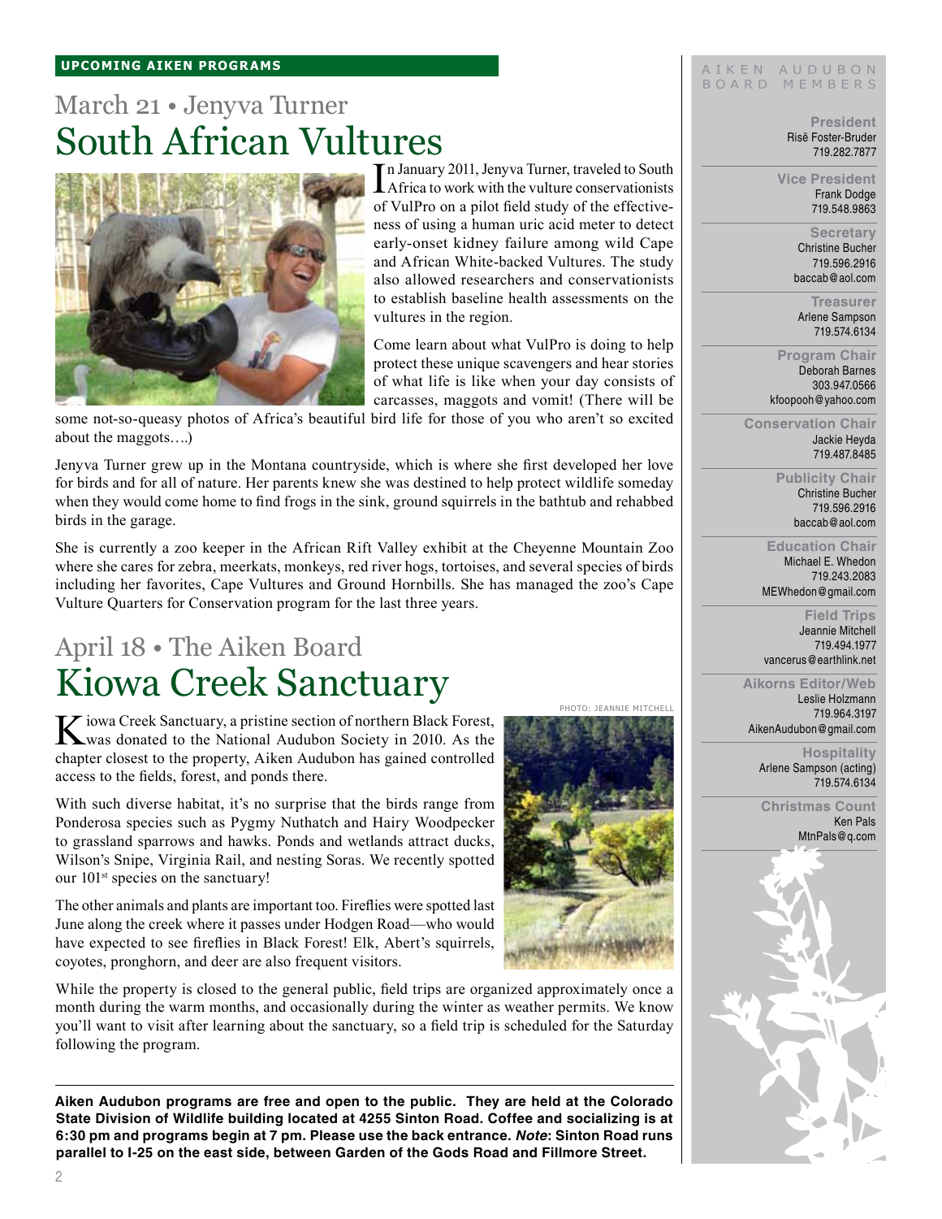**UPCOMING AIKEN PROGRAMS**

## March 21 • Jenyva Turner

# South African Vultures

In January 2011, Jenyva Turner, traveled to South Africa to work with the vulture conservationists of VulPro on a pilot field study of the effectiveness of using a human uric acid meter to detect early-onset kidney failure among wild Cape and African White-backed Vultures. The study also allowed researchers and conservationists to establish baseline health assessments on the vultures in the region.

Come learn about what VulPro is doing to help protect these unique scavengers and hear stories of what life is like when your day consists of carcasses, maggots and vomit! (There will be some not-so-queasy photos of Africa's beautiful bird life for those of you who aren't so excited about the maggots….)

Jenyva Turner grew up in the Montana countryside, which is where she first developed her love for birds and for all of nature. Her parents knew she was destined to help protect wildlife someday when they would come home to find frogs in the sink, ground squirrels in the bathtub and rehabbed birds in the garage.

She is currently a zoo keeper in the African Rift Valley exhibit at the Cheyenne Mountain Zoo where she cares for zebra, meerkats, monkeys, red river hogs, tortoises, and several species of birds including her favorites, Cape Vultures and Ground Hornbills. She has managed the zoo's Cape Vulture Quarters for Conservation program for the last three years.

## April 18 • The Aiken Board

# Kiowa Creek Sanctuary

PHOTO: JEANNIE MITCHELL

Kiowa Creek Sanctuary, a pristine section of northern Black Forest, was donated to the National Audubon Society in 2010. As the chapter closest to the property, Aiken Audubon has gained controlled access to the fields, forest, and ponds there.

With such diverse habitat, it's no surprise that the birds range from Ponderosa species such as Pygmy Nuthatch and Hairy Woodpecker to grassland sparrows and hawks. Ponds and wetlands attract ducks, Wilson's Snipe, Virginia Rail, and nesting Soras. We recently spotted our 101st species on the sanctuary!

The other animals and plants are important too. Fireflies were spotted last June along the creek where it passes under Hodgen Road—who would have expected to see fireflies in Black Forest! Elk, Abert's squirrels, coyotes, pronghorn, and deer are also frequent visitors.

While the property is closed to the general public, field trips are organized approximately once a month during the warm months, and occasionally during the winter as weather permits. We know you'll want to visit after learning about the sanctuary, so a field trip is scheduled for the Saturday following the program.

**Aiken Audubon programs are free and open to the public. They are held at the Colorado State Division of Wildlife building located at 4255 Sinton Road. Coffee and socializing is at 6:30 pm and programs begin at 7 pm. Please use the back entrance. *Note*: Sinton Road runs parallel to I-25 on the east side, between Garden of the Gods Road and Fillmore Street.**

---

AIKEN AUDUBON BOARD MEMBERS

**President**
Risë Foster-Bruder
719.282.7877

**Vice President**
Frank Dodge
719.548.9863

**Secretary**
Christine Bucher
719.596.2916
baccab@aol.com

**Treasurer**
Arlene Sampson
719.574.6134

**Program Chair**
Deborah Barnes
303.947.0566
kfoopooh@yahoo.com

**Conservation Chair**
Jackie Heyda
719.487.8485

**Publicity Chair**
Christine Bucher
719.596.2916
baccab@aol.com

**Education Chair**
Michael E. Whedon
719.243.2083
MEWhedon@gmail.com

**Field Trips**
Jeannie Mitchell
719.494.1977
vancerus@earthlink.net

**Aikorns Editor/Web**
Leslie Holzmann
719.964.3197
AikenAudubon@gmail.com

**Hospitality**
Arlene Sampson (acting)
719.574.6134

**Christmas Count**
Ken Pals
MtnPals@q.com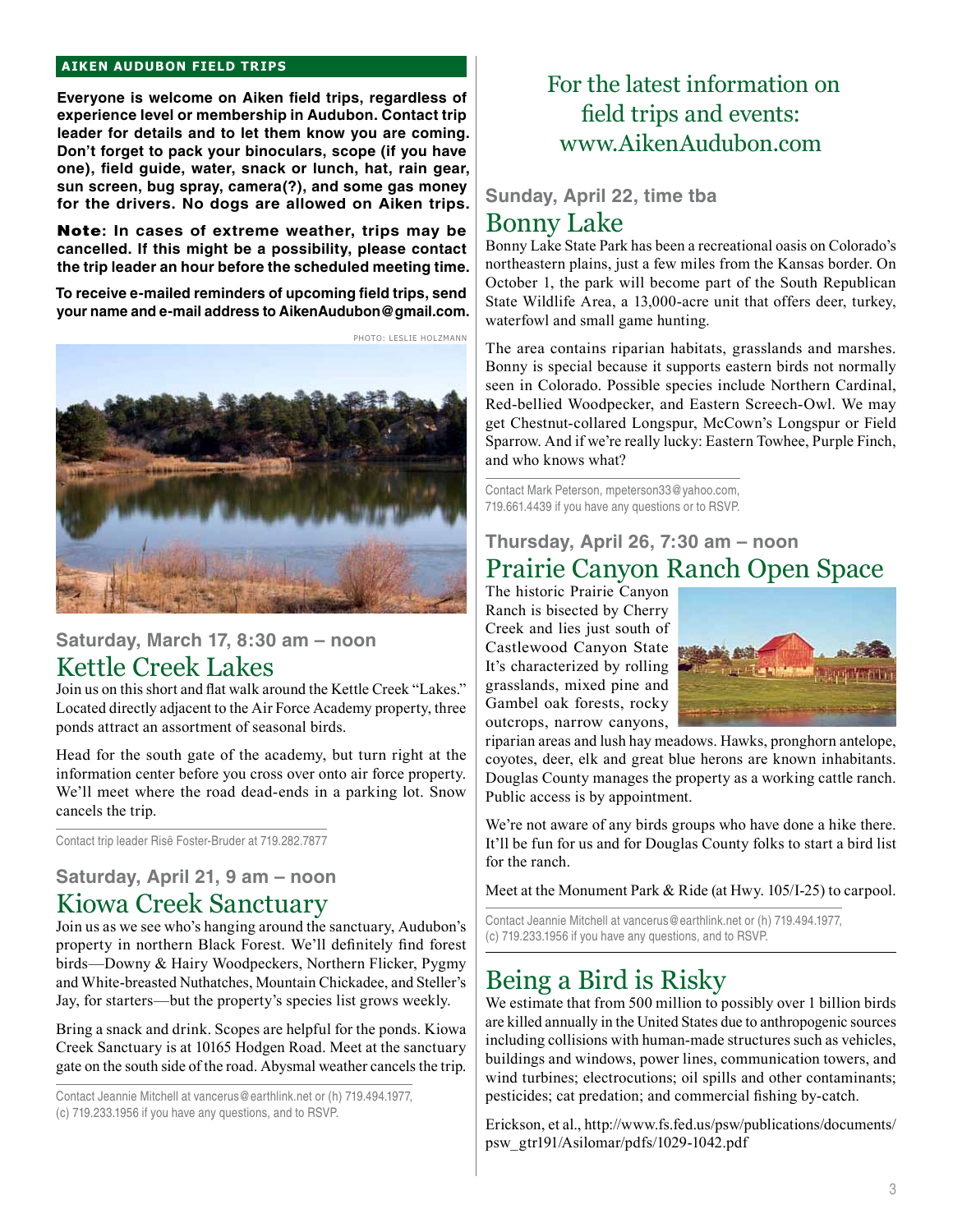## AIKEN AUDUBON FIELD TRIPS

**Everyone is welcome on Aiken field trips, regardless of experience level or membership in Audubon. Contact trip leader for details and to let them know you are coming. Don't forget to pack your binoculars, scope (if you have one), field guide, water, snack or lunch, hat, rain gear, sun screen, bug spray, camera(?), and some gas money for the drivers. No dogs are allowed on Aiken trips.**

**Note: In cases of extreme weather, trips may be cancelled. If this might be a possibility, please contact the trip leader an hour before the scheduled meeting time.**

**To receive e-mailed reminders of upcoming field trips, send your name and e-mail address to AikenAudubon@gmail.com.**

PHOTO: LESLIE HOLZMANN

### Saturday, March 17, 8:30 am – noon

## Kettle Creek Lakes

Join us on this short and flat walk around the Kettle Creek "Lakes." Located directly adjacent to the Air Force Academy property, three ponds attract an assortment of seasonal birds.

Head for the south gate of the academy, but turn right at the information center before you cross over onto air force property. We'll meet where the road dead-ends in a parking lot. Snow cancels the trip.

Contact trip leader Risë Foster-Bruder at 719.282.7877

### Saturday, April 21, 9 am – noon

## Kiowa Creek Sanctuary

Join us as we see who's hanging around the sanctuary, Audubon's property in northern Black Forest. We'll definitely find forest birds—Downy & Hairy Woodpeckers, Northern Flicker, Pygmy and White-breasted Nuthatches, Mountain Chickadee, and Steller's Jay, for starters—but the property's species list grows weekly.

Bring a snack and drink. Scopes are helpful for the ponds. Kiowa Creek Sanctuary is at 10165 Hodgen Road. Meet at the sanctuary gate on the south side of the road. Abysmal weather cancels the trip.

Contact Jeannie Mitchell at vancerus@earthlink.net or (h) 719.494.1977, (c) 719.233.1956 if you have any questions, and to RSVP.

For the latest information on field trips and events: www.AikenAudubon.com

### Sunday, April 22, time tba

## Bonny Lake

Bonny Lake State Park has been a recreational oasis on Colorado's northeastern plains, just a few miles from the Kansas border. On October 1, the park will become part of the South Republican State Wildlife Area, a 13,000-acre unit that offers deer, turkey, waterfowl and small game hunting.

The area contains riparian habitats, grasslands and marshes. Bonny is special because it supports eastern birds not normally seen in Colorado. Possible species include Northern Cardinal, Red-bellied Woodpecker, and Eastern Screech-Owl. We may get Chestnut-collared Longspur, McCown's Longspur or Field Sparrow. And if we're really lucky: Eastern Towhee, Purple Finch, and who knows what?

Contact Mark Peterson, mpeterson33@yahoo.com, 719.661.4439 if you have any questions or to RSVP.

### Thursday, April 26, 7:30 am – noon

## Prairie Canyon Ranch Open Space

The historic Prairie Canyon Ranch is bisected by Cherry Creek and lies just south of Castlewood Canyon State It's characterized by rolling grasslands, mixed pine and Gambel oak forests, rocky outcrops, narrow canyons, riparian areas and lush hay meadows. Hawks, pronghorn antelope, coyotes, deer, elk and great blue herons are known inhabitants. Douglas County manages the property as a working cattle ranch. Public access is by appointment.

We're not aware of any birds groups who have done a hike there. It'll be fun for us and for Douglas County folks to start a bird list for the ranch.

Meet at the Monument Park & Ride (at Hwy. 105/I-25) to carpool.

Contact Jeannie Mitchell at vancerus@earthlink.net or (h) 719.494.1977, (c) 719.233.1956 if you have any questions, and to RSVP.

## Being a Bird is Risky

We estimate that from 500 million to possibly over 1 billion birds are killed annually in the United States due to anthropogenic sources including collisions with human-made structures such as vehicles, buildings and windows, power lines, communication towers, and wind turbines; electrocutions; oil spills and other contaminants; pesticides; cat predation; and commercial fishing by-catch.

Erickson, et al., http://www.fs.fed.us/psw/publications/documents/psw_gtr191/Asilomar/pdfs/1029-1042.pdf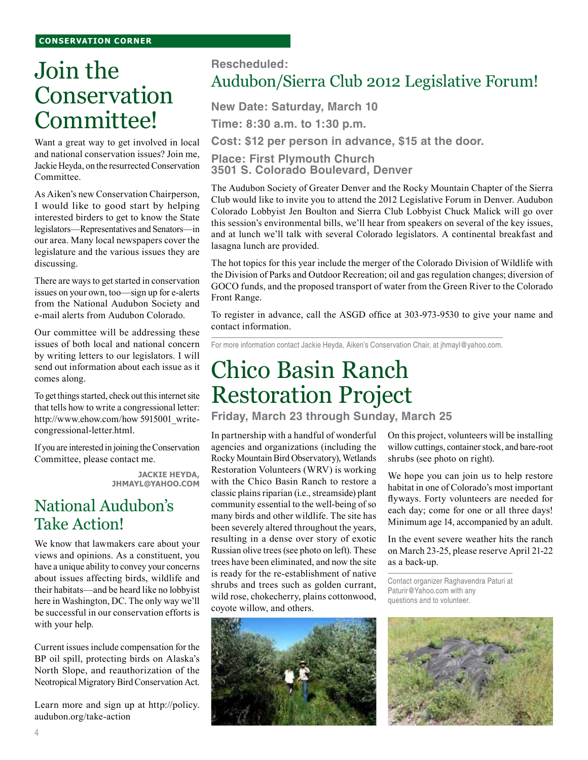CONSERVATION CORNER

# Join the Conservation Committee!

Want a great way to get involved in local and national conservation issues? Join me, Jackie Heyda, on the resurrected Conservation Committee.

As Aiken's new Conservation Chairperson, I would like to good start by helping interested birders to get to know the State legislators—Representatives and Senators—in our area. Many local newspapers cover the legislature and the various issues they are discussing.

There are ways to get started in conservation issues on your own, too—sign up for e-alerts from the National Audubon Society and e-mail alerts from Audubon Colorado.

Our committee will be addressing these issues of both local and national concern by writing letters to our legislators. I will send out information about each issue as it comes along.

To get things started, check out this internet site that tells how to write a congressional letter: http://www.ehow.com/how 5915001_write-congressional-letter.html.

If you are interested in joining the Conservation Committee, please contact me.

**JACKIE HEYDA, JHMAYL@YAHOO.COM**

## National Audubon's Take Action!

We know that lawmakers care about your views and opinions. As a constituent, you have a unique ability to convey your concerns about issues affecting birds, wildlife and their habitats—and be heard like no lobbyist here in Washington, DC. The only way we'll be successful in our conservation efforts is with your help.

Current issues include compensation for the BP oil spill, protecting birds on Alaska's North Slope, and reauthorization of the Neotropical Migratory Bird Conservation Act.

Learn more and sign up at http://policy.audubon.org/take-action

### Rescheduled:

## Audubon/Sierra Club 2012 Legislative Forum!

**New Date: Saturday, March 10**

**Time: 8:30 a.m. to 1:30 p.m.**

**Cost: $12 per person in advance, $15 at the door.**

**Place: First Plymouth Church**
**3501 S. Colorado Boulevard, Denver**

The Audubon Society of Greater Denver and the Rocky Mountain Chapter of the Sierra Club would like to invite you to attend the 2012 Legislative Forum in Denver. Audubon Colorado Lobbyist Jen Boulton and Sierra Club Lobbyist Chuck Malick will go over this session's environmental bills, we'll hear from speakers on several of the key issues, and at lunch we'll talk with several Colorado legislators. A continental breakfast and lasagna lunch are provided.

The hot topics for this year include the merger of the Colorado Division of Wildlife with the Division of Parks and Outdoor Recreation; oil and gas regulation changes; diversion of GOCO funds, and the proposed transport of water from the Green River to the Colorado Front Range.

To register in advance, call the ASGD office at 303-973-9530 to give your name and contact information.

For more information contact Jackie Heyda, Aiken's Conservation Chair, at jhmayl@yahoo.com.

# Chico Basin Ranch Restoration Project

**Friday, March 23 through Sunday, March 25**

In partnership with a handful of wonderful agencies and organizations (including the Rocky Mountain Bird Observatory), Wetlands Restoration Volunteers (WRV) is working with the Chico Basin Ranch to restore a classic plains riparian (i.e., streamside) plant community essential to the well-being of so many birds and other wildlife. The site has been severely altered throughout the years, resulting in a dense over story of exotic Russian olive trees (see photo on left). These trees have been eliminated, and now the site is ready for the re-establishment of native shrubs and trees such as golden currant, wild rose, chokecherry, plains cottonwood, coyote willow, and others.

On this project, volunteers will be installing willow cuttings, container stock, and bare-root shrubs (see photo on right).

We hope you can join us to help restore habitat in one of Colorado's most important flyways. Forty volunteers are needed for each day; come for one or all three days! Minimum age 14, accompanied by an adult.

In the event severe weather hits the ranch on March 23-25, please reserve April 21-22 as a back-up.

Contact organizer Raghavendra Paturi at Paturir@Yahoo.com with any questions and to volunteer.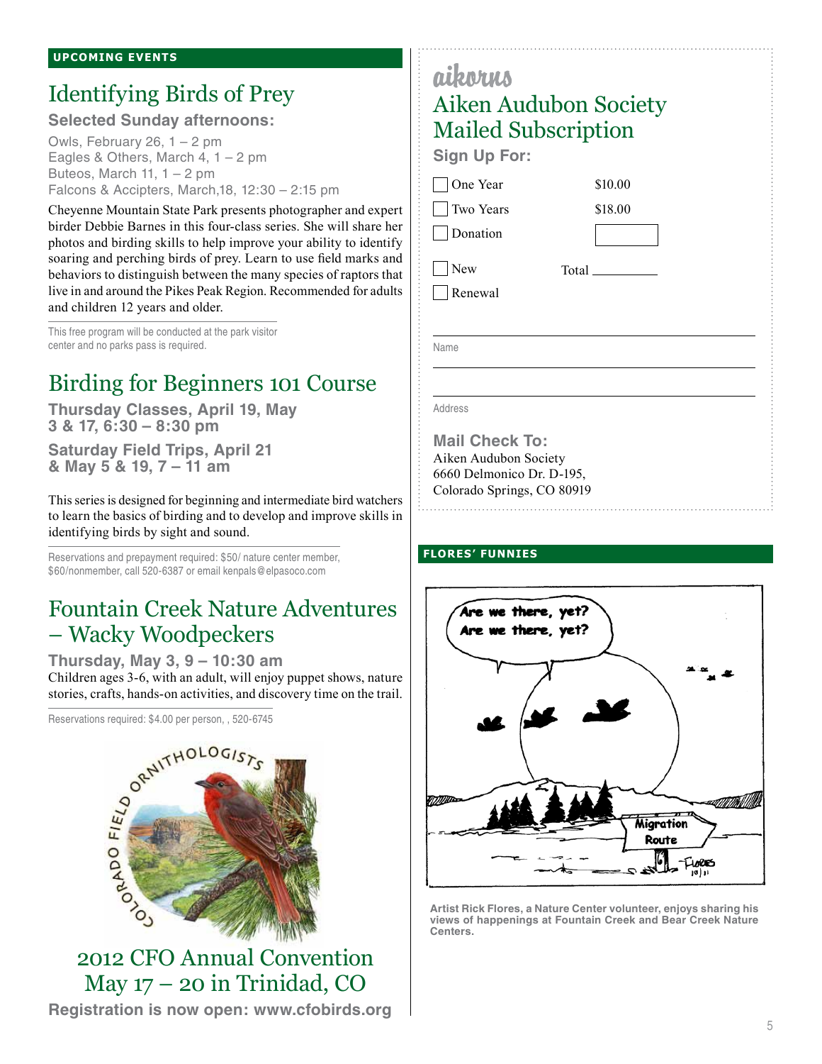## UPCOMING EVENTS

# Identifying Birds of Prey

**Selected Sunday afternoons:**

Owls, February 26, 1 – 2 pm
Eagles & Others, March 4, 1 – 2 pm
Buteos, March 11, 1 – 2 pm
Falcons & Accipters, March,18, 12:30 – 2:15 pm

Cheyenne Mountain State Park presents photographer and expert birder Debbie Barnes in this four-class series. She will share her photos and birding skills to help improve your ability to identify soaring and perching birds of prey. Learn to use field marks and behaviors to distinguish between the many species of raptors that live in and around the Pikes Peak Region. Recommended for adults and children 12 years and older.

This free program will be conducted at the park visitor center and no parks pass is required.

# Birding for Beginners 101 Course

**Thursday Classes, April 19, May 3 & 17, 6:30 – 8:30 pm**

**Saturday Field Trips, April 21 & May 5 & 19, 7 – 11 am**

This series is designed for beginning and intermediate bird watchers to learn the basics of birding and to develop and improve skills in identifying birds by sight and sound.

Reservations and prepayment required: $50/ nature center member, $60/nonmember, call 520-6387 or email kenpals@elpasoco.com

# Fountain Creek Nature Adventures – Wacky Woodpeckers

**Thursday, May 3, 9 – 10:30 am**

Children ages 3-6, with an adult, will enjoy puppet shows, nature stories, crafts, hands-on activities, and discovery time on the trail.

Reservations required: $4.00 per person, , 520-6745

# 2012 CFO Annual Convention May 17 – 20 in Trinidad, CO

**Registration is now open: www.cfobirds.org**

---

aikorns

# Aiken Audubon Society Mailed Subscription

**Sign Up For:**

- ☐ One Year $10.00
- ☐ Two Years $18.00
- ☐ Donation ______
- ☐ New Total ______
- ☐ Renewal

Name ______________________

Address ______________________

**Mail Check To:**
Aiken Audubon Society
6660 Delmonico Dr. D-195,
Colorado Springs, CO 80919

## FLORES' FUNNIES

Artist Rick Flores, a Nature Center volunteer, enjoys sharing his views of happenings at Fountain Creek and Bear Creek Nature Centers.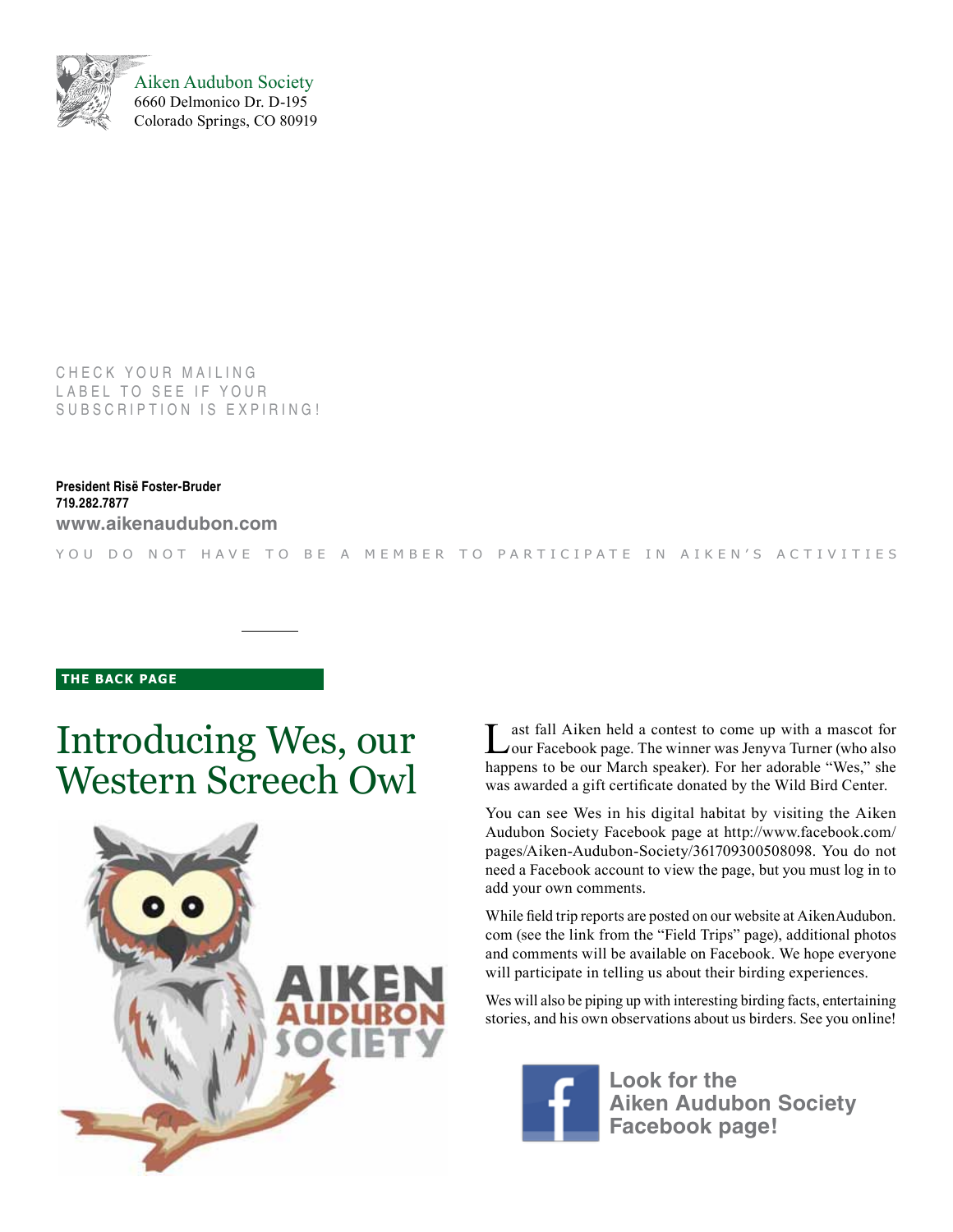Aiken Audubon Society
6660 Delmonico Dr. D-195
Colorado Springs, CO 80919

CHECK YOUR MAILING LABEL TO SEE IF YOUR SUBSCRIPTION IS EXPIRING!

**President Risë Foster-Bruder**
**719.282.7877**
**www.aikenaudubon.com**

YOU DO NOT HAVE TO BE A MEMBER TO PARTICIPATE IN AIKEN'S ACTIVITIES

**THE BACK PAGE**

# Introducing Wes, our Western Screech Owl

AIKEN AUDUBON SOCIETY

Last fall Aiken held a contest to come up with a mascot for our Facebook page. The winner was Jenyva Turner (who also happens to be our March speaker). For her adorable "Wes," she was awarded a gift certificate donated by the Wild Bird Center.

You can see Wes in his digital habitat by visiting the Aiken Audubon Society Facebook page at http://www.facebook.com/pages/Aiken-Audubon-Society/361709300508098. You do not need a Facebook account to view the page, but you must log in to add your own comments.

While field trip reports are posted on our website at AikenAudubon.com (see the link from the "Field Trips" page), additional photos and comments will be available on Facebook. We hope everyone will participate in telling us about their birding experiences.

Wes will also be piping up with interesting birding facts, entertaining stories, and his own observations about us birders. See you online!

**Look for the Aiken Audubon Society Facebook page!**